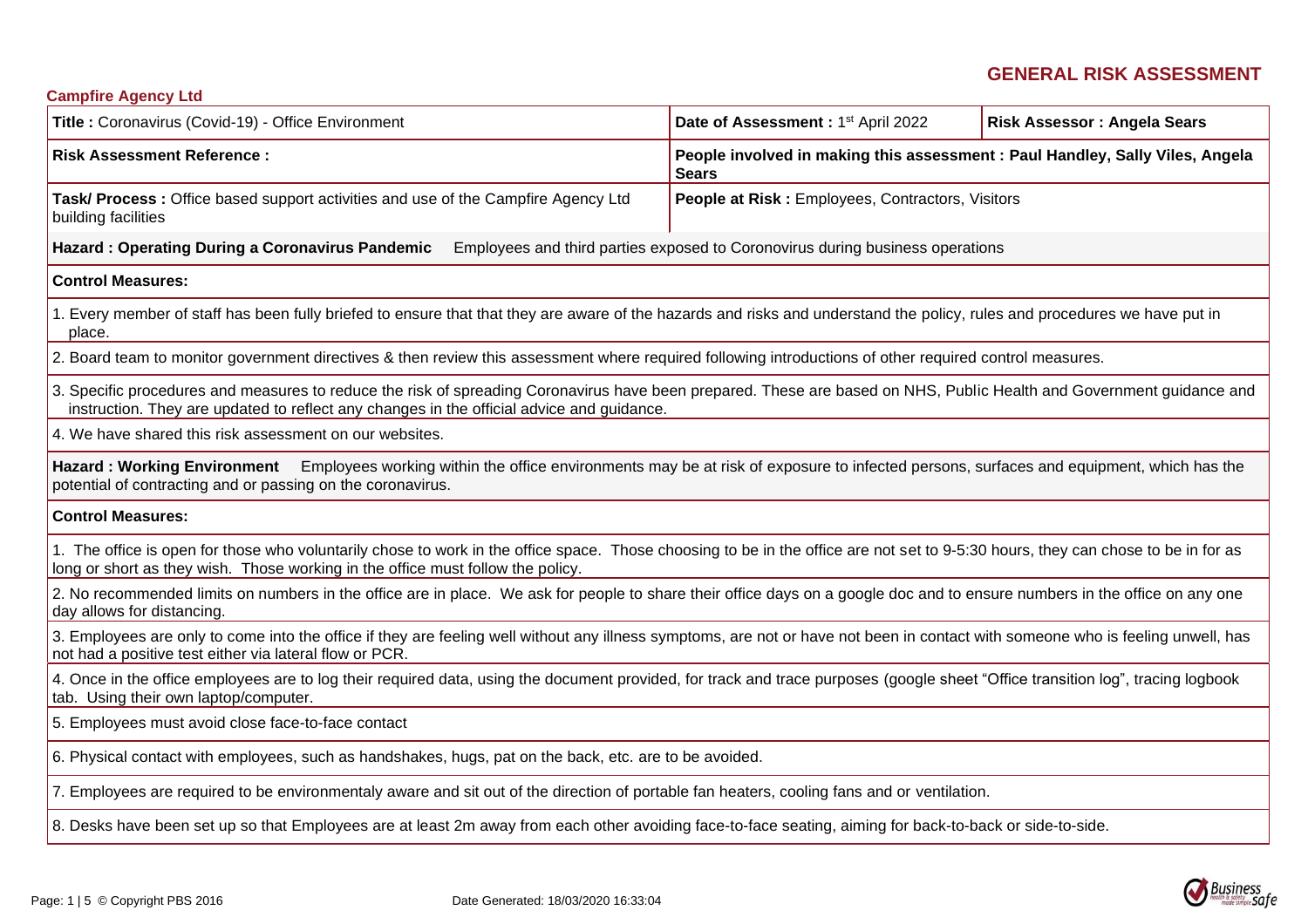# GENERAL RISK ASSESSMENT

**Campfire Agency Ltd**

| **Title :** Coronavirus (Covid-19) - Office Environment | **Date of Assessment :** 1st April 2022 | **Risk Assessor : Angela Sears** |
|---|---|---|
| **Risk Assessment Reference :** | **People involved in making this assessment : Paul Handley, Sally Viles, Angela Sears** | |
| **Task/ Process :** Office based support activities and use of the Campfire Agency Ltd building facilities | **People at Risk :** Employees, Contractors, Visitors | |

**Hazard : Operating During a Coronavirus Pandemic** Employees and third parties exposed to Coronovirus during business operations

**Control Measures:**

1. Every member of staff has been fully briefed to ensure that that they are aware of the hazards and risks and understand the policy, rules and procedures we have put in place.
2. Board team to monitor government directives & then review this assessment where required following introductions of other required control measures.
3. Specific procedures and measures to reduce the risk of spreading Coronavirus have been prepared. These are based on NHS, Public Health and Government guidance and instruction. They are updated to reflect any changes in the official advice and guidance.
4. We have shared this risk assessment on our websites.

**Hazard : Working Environment** Employees working within the office environments may be at risk of exposure to infected persons, surfaces and equipment, which has the potential of contracting and or passing on the coronavirus.

**Control Measures:**

1. The office is open for those who voluntarily chose to work in the office space. Those choosing to be in the office are not set to 9-5:30 hours, they can chose to be in for as long or short as they wish. Those working in the office must follow the policy.
2. No recommended limits on numbers in the office are in place. We ask for people to share their office days on a google doc and to ensure numbers in the office on any one day allows for distancing.
3. Employees are only to come into the office if they are feeling well without any illness symptoms, are not or have not been in contact with someone who is feeling unwell, has not had a positive test either via lateral flow or PCR.
4. Once in the office employees are to log their required data, using the document provided, for track and trace purposes (google sheet "Office transition log", tracing logbook tab. Using their own laptop/computer.
5. Employees must avoid close face-to-face contact
6. Physical contact with employees, such as handshakes, hugs, pat on the back, etc. are to be avoided.
7. Employees are required to be environmentaly aware and sit out of the direction of portable fan heaters, cooling fans and or ventilation.
8. Desks have been set up so that Employees are at least 2m away from each other avoiding face-to-face seating, aiming for back-to-back or side-to-side.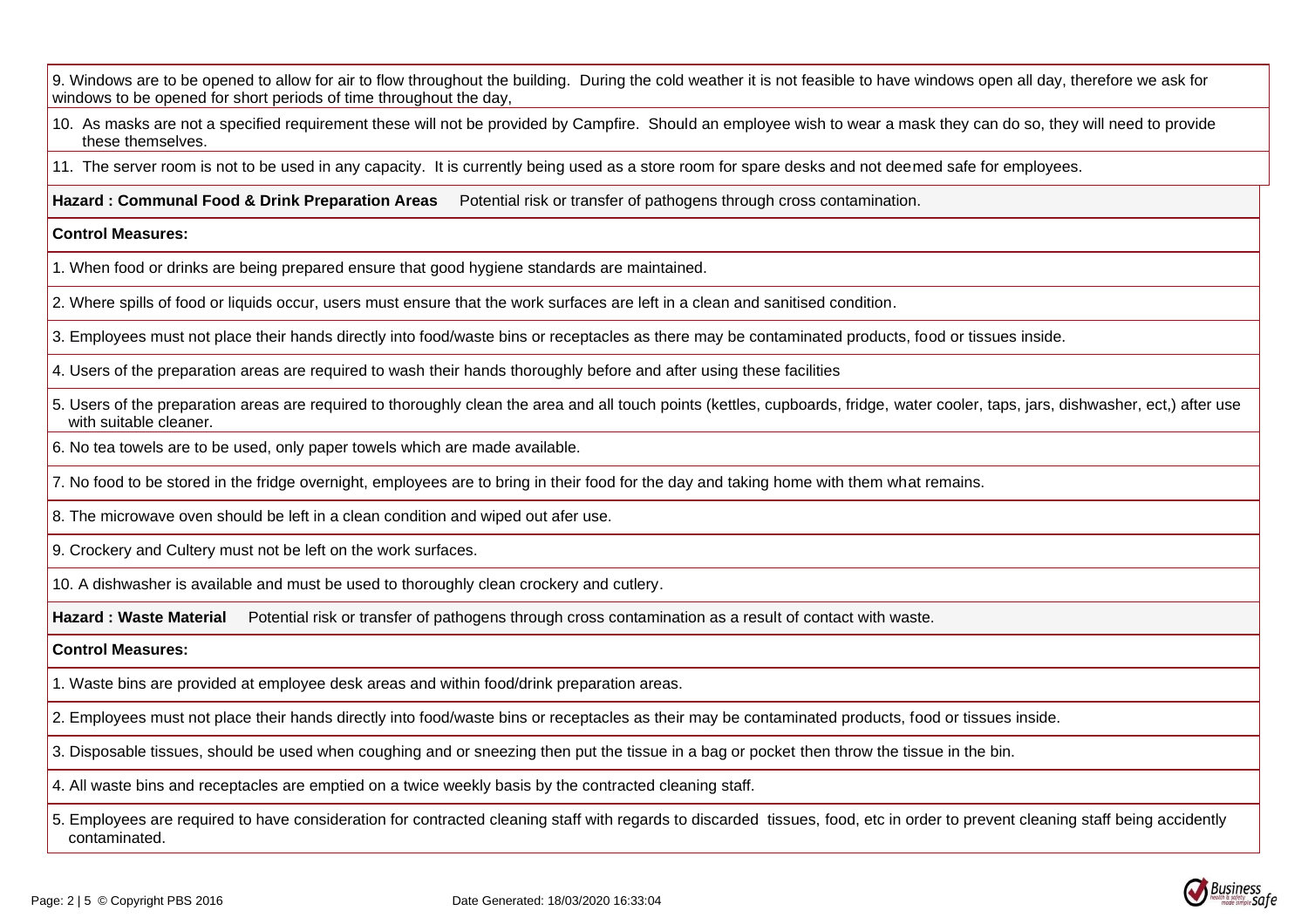9. Windows are to be opened to allow for air to flow throughout the building. During the cold weather it is not feasible to have windows open all day, therefore we ask for windows to be opened for short periods of time throughout the day,

10. As masks are not a specified requirement these will not be provided by Campfire. Should an employee wish to wear a mask they can do so, they will need to provide these themselves.

11. The server room is not to be used in any capacity. It is currently being used as a store room for spare desks and not deemed safe for employees.

**Hazard : Communal Food & Drink Preparation Areas** Potential risk or transfer of pathogens through cross contamination.

**Control Measures:**

1. When food or drinks are being prepared ensure that good hygiene standards are maintained.

2. Where spills of food or liquids occur, users must ensure that the work surfaces are left in a clean and sanitised condition.

3. Employees must not place their hands directly into food/waste bins or receptacles as there may be contaminated products, food or tissues inside.

4. Users of the preparation areas are required to wash their hands thoroughly before and after using these facilities

5. Users of the preparation areas are required to thoroughly clean the area and all touch points (kettles, cupboards, fridge, water cooler, taps, jars, dishwasher, ect,) after use with suitable cleaner.

6. No tea towels are to be used, only paper towels which are made available.

7. No food to be stored in the fridge overnight, employees are to bring in their food for the day and taking home with them what remains.

8. The microwave oven should be left in a clean condition and wiped out afer use.

9. Crockery and Cultery must not be left on the work surfaces.

10. A dishwasher is available and must be used to thoroughly clean crockery and cutlery.

**Hazard : Waste Material** Potential risk or transfer of pathogens through cross contamination as a result of contact with waste.

**Control Measures:**

1. Waste bins are provided at employee desk areas and within food/drink preparation areas.

2. Employees must not place their hands directly into food/waste bins or receptacles as their may be contaminated products, food or tissues inside.

3. Disposable tissues, should be used when coughing and or sneezing then put the tissue in a bag or pocket then throw the tissue in the bin.

4. All waste bins and receptacles are emptied on a twice weekly basis by the contracted cleaning staff.

5. Employees are required to have consideration for contracted cleaning staff with regards to discarded tissues, food, etc in order to prevent cleaning staff being accidently contaminated.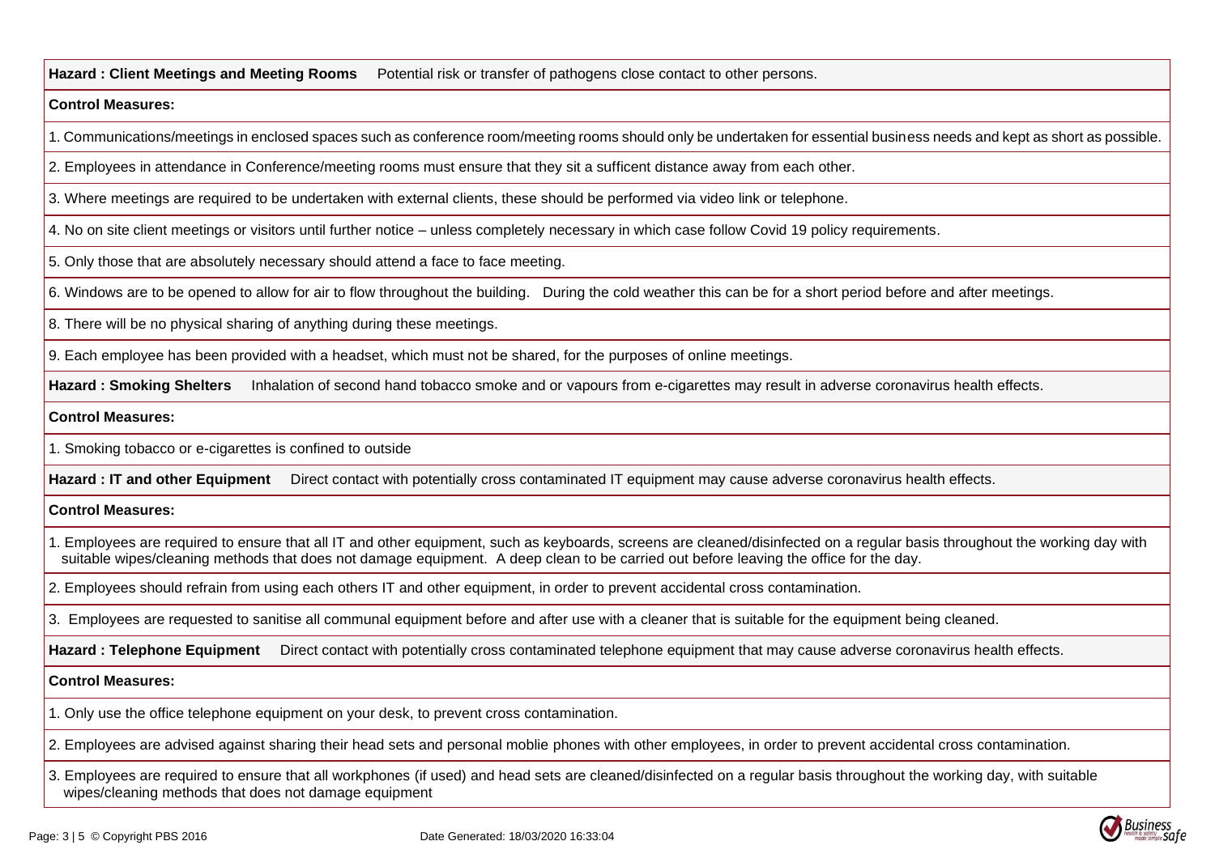**Hazard : Client Meetings and Meeting Rooms** Potential risk or transfer of pathogens close contact to other persons.

**Control Measures:**

1. Communications/meetings in enclosed spaces such as conference room/meeting rooms should only be undertaken for essential business needs and kept as short as possible.

2. Employees in attendance in Conference/meeting rooms must ensure that they sit a sufficent distance away from each other.

3. Where meetings are required to be undertaken with external clients, these should be performed via video link or telephone.

4. No on site client meetings or visitors until further notice – unless completely necessary in which case follow Covid 19 policy requirements.

5. Only those that are absolutely necessary should attend a face to face meeting.

6. Windows are to be opened to allow for air to flow throughout the building. During the cold weather this can be for a short period before and after meetings.

8. There will be no physical sharing of anything during these meetings.

9. Each employee has been provided with a headset, which must not be shared, for the purposes of online meetings.

**Hazard : Smoking Shelters** Inhalation of second hand tobacco smoke and or vapours from e-cigarettes may result in adverse coronavirus health effects.

**Control Measures:**

1. Smoking tobacco or e-cigarettes is confined to outside

**Hazard : IT and other Equipment** Direct contact with potentially cross contaminated IT equipment may cause adverse coronavirus health effects.

**Control Measures:**

1. Employees are required to ensure that all IT and other equipment, such as keyboards, screens are cleaned/disinfected on a regular basis throughout the working day with suitable wipes/cleaning methods that does not damage equipment. A deep clean to be carried out before leaving the office for the day.

2. Employees should refrain from using each others IT and other equipment, in order to prevent accidental cross contamination.

3. Employees are requested to sanitise all communal equipment before and after use with a cleaner that is suitable for the equipment being cleaned.

**Hazard : Telephone Equipment** Direct contact with potentially cross contaminated telephone equipment that may cause adverse coronavirus health effects.

**Control Measures:**

1. Only use the office telephone equipment on your desk, to prevent cross contamination.

2. Employees are advised against sharing their head sets and personal moblie phones with other employees, in order to prevent accidental cross contamination.

3. Employees are required to ensure that all workphones (if used) and head sets are cleaned/disinfected on a regular basis throughout the working day, with suitable wipes/cleaning methods that does not damage equipment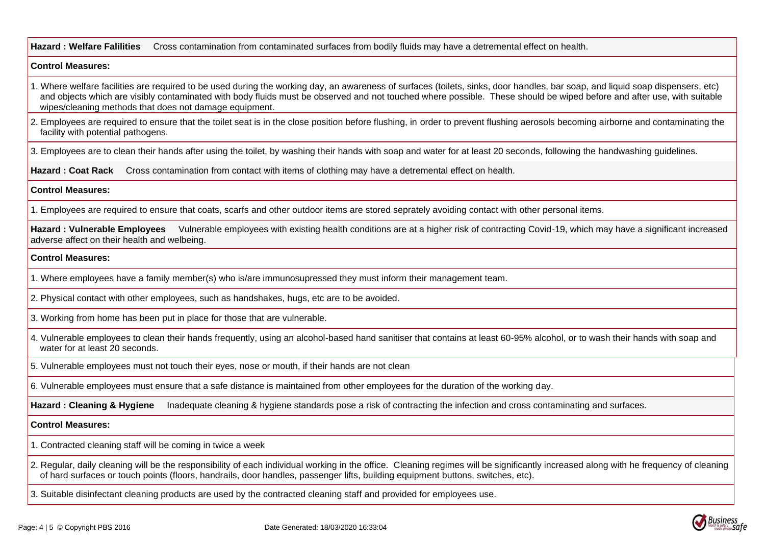**Hazard : Welfare Falilities** Cross contamination from contaminated surfaces from bodily fluids may have a detremental effect on health.

**Control Measures:**

1. Where welfare facilities are required to be used during the working day, an awareness of surfaces (toilets, sinks, door handles, bar soap, and liquid soap dispensers, etc) and objects which are visibly contaminated with body fluids must be observed and not touched where possible. These should be wiped before and after use, with suitable wipes/cleaning methods that does not damage equipment.
2. Employees are required to ensure that the toilet seat is in the close position before flushing, in order to prevent flushing aerosols becoming airborne and contaminating the facility with potential pathogens.
3. Employees are to clean their hands after using the toilet, by washing their hands with soap and water for at least 20 seconds, following the handwashing guidelines.

**Hazard : Coat Rack** Cross contamination from contact with items of clothing may have a detremental effect on health.

**Control Measures:**

1. Employees are required to ensure that coats, scarfs and other outdoor items are stored seprately avoiding contact with other personal items.

**Hazard : Vulnerable Employees** Vulnerable employees with existing health conditions are at a higher risk of contracting Covid-19, which may have a significant increased adverse affect on their health and welbeing.

**Control Measures:**

1. Where employees have a family member(s) who is/are immunosupressed they must inform their management team.
2. Physical contact with other employees, such as handshakes, hugs, etc are to be avoided.
3. Working from home has been put in place for those that are vulnerable.
4. Vulnerable employees to clean their hands frequently, using an alcohol-based hand sanitiser that contains at least 60-95% alcohol, or to wash their hands with soap and water for at least 20 seconds.
5. Vulnerable employees must not touch their eyes, nose or mouth, if their hands are not clean
6. Vulnerable employees must ensure that a safe distance is maintained from other employees for the duration of the working day.

**Hazard : Cleaning & Hygiene** Inadequate cleaning & hygiene standards pose a risk of contracting the infection and cross contaminating and surfaces.

**Control Measures:**

1. Contracted cleaning staff will be coming in twice a week
2. Regular, daily cleaning will be the responsibility of each individual working in the office. Cleaning regimes will be significantly increased along with he frequency of cleaning of hard surfaces or touch points (floors, handrails, door handles, passenger lifts, building equipment buttons, switches, etc).
3. Suitable disinfectant cleaning products are used by the contracted cleaning staff and provided for employees use.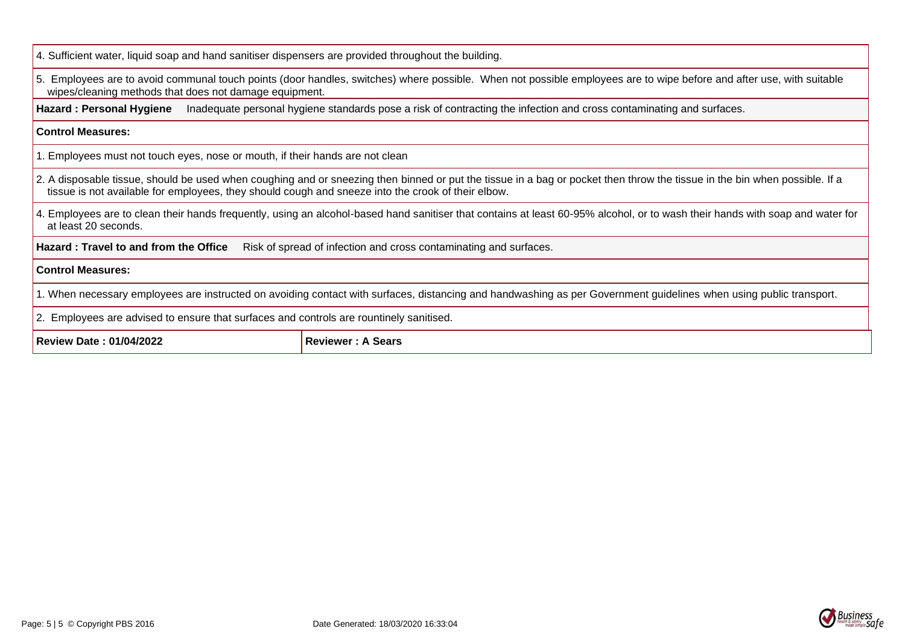4. Sufficient water, liquid soap and hand sanitiser dispensers are provided throughout the building.

5. Employees are to avoid communal touch points (door handles, switches) where possible. When not possible employees are to wipe before and after use, with suitable wipes/cleaning methods that does not damage equipment.

**Hazard : Personal Hygiene** Inadequate personal hygiene standards pose a risk of contracting the infection and cross contaminating and surfaces.

**Control Measures:**

1. Employees must not touch eyes, nose or mouth, if their hands are not clean

2. A disposable tissue, should be used when coughing and or sneezing then binned or put the tissue in a bag or pocket then throw the tissue in the bin when possible. If a tissue is not available for employees, they should cough and sneeze into the crook of their elbow.

4. Employees are to clean their hands frequently, using an alcohol-based hand sanitiser that contains at least 60-95% alcohol, or to wash their hands with soap and water for at least 20 seconds.

**Hazard : Travel to and from the Office** Risk of spread of infection and cross contaminating and surfaces.

**Control Measures:**

1. When necessary employees are instructed on avoiding contact with surfaces, distancing and handwashing as per Government guidelines when using public transport.

2. Employees are advised to ensure that surfaces and controls are rountinely sanitised.

| | |
|---|---|
| **Review Date : 01/04/2022** | **Reviewer : A Sears** |

© Copyright PBS 2016 Date Generated: 18/03/2020 16:33:04